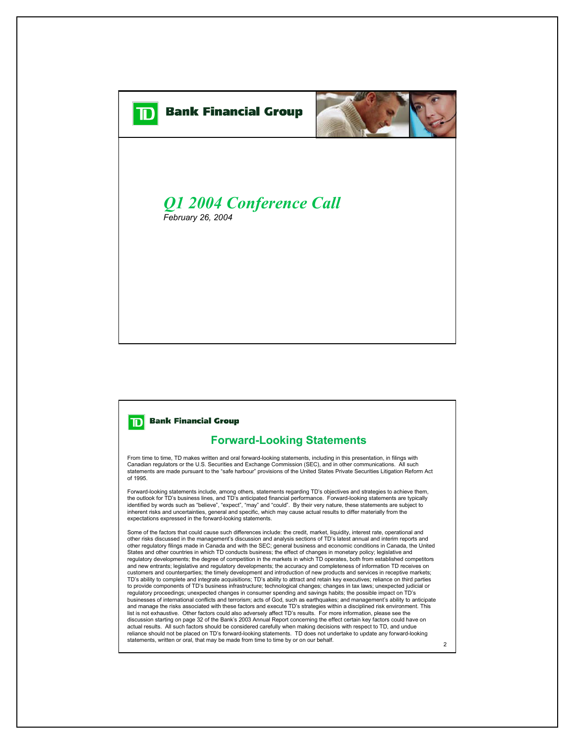# TD Bank Financial Group

## *Q1 2004 Conference Call*

*February 26, 2004*

---

**TD Bank Financial Group**

## Forward-Looking Statements

From time to time, TD makes written and oral forward-looking statements, including in this presentation, in filings with Canadian regulators or the U.S. Securities and Exchange Commission (SEC), and in other communications. All such statements are made pursuant to the "safe harbour" provisions of the United States Private Securities Litigation Reform Act of 1995.

Forward-looking statements include, among others, statements regarding TD's objectives and strategies to achieve them, the outlook for TD's business lines, and TD's anticipated financial performance. Forward-looking statements are typically identified by words such as "believe", "expect", "may" and "could". By their very nature, these statements are subject to inherent risks and uncertainties, general and specific, which may cause actual results to differ materially from the expectations expressed in the forward-looking statements.

Some of the factors that could cause such differences include: the credit, market, liquidity, interest rate, operational and other risks discussed in the management's discussion and analysis sections of TD's latest annual and interim reports and other regulatory filings made in Canada and with the SEC; general business and economic conditions in Canada, the United States and other countries in which TD conducts business; the effect of changes in monetary policy; legislative and regulatory developments; the degree of competition in the markets in which TD operates, both from established competitors and new entrants; legislative and regulatory developments; the accuracy and completeness of information TD receives on customers and counterparties; the timely development and introduction of new products and services in receptive markets; TD's ability to complete and integrate acquisitions; TD's ability to attract and retain key executives; reliance on third parties to provide components of TD's business infrastructure; technological changes; changes in tax laws; unexpected judicial or regulatory proceedings; unexpected changes in consumer spending and savings habits; the possible impact on TD's businesses of international conflicts and terrorism; acts of God, such as earthquakes; and management's ability to anticipate and manage the risks associated with these factors and execute TD's strategies within a disciplined risk environment. This list is not exhaustive. Other factors could also adversely affect TD's results. For more information, please see the discussion starting on page 32 of the Bank's 2003 Annual Report concerning the effect certain key factors could have on actual results. All such factors should be considered carefully when making decisions with respect to TD, and undue reliance should not be placed on TD's forward-looking statements. TD does not undertake to update any forward-looking statements, written or oral, that may be made from time to time by or on our behalf.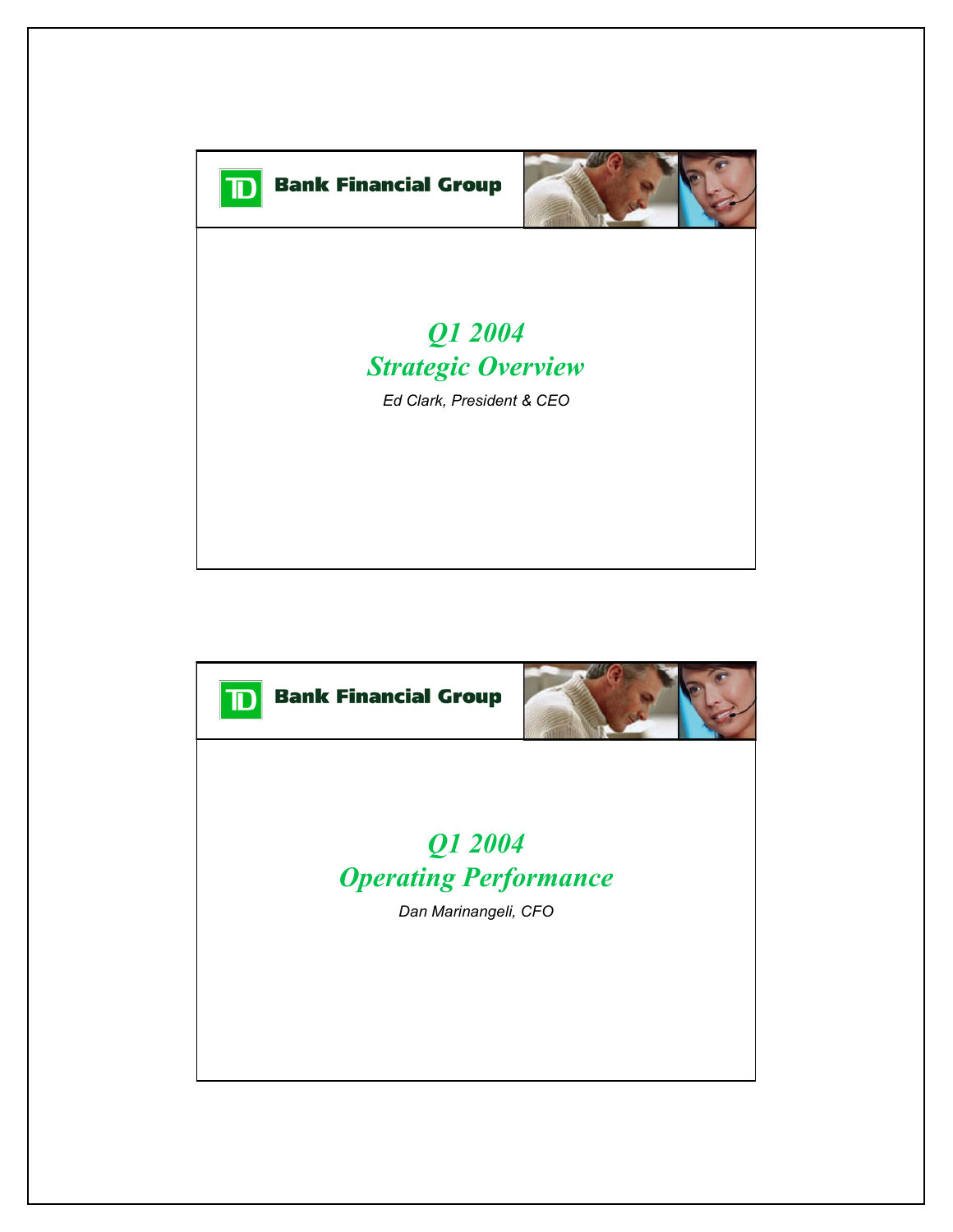TD Bank Financial Group

## *Q1 2004*
## *Strategic Overview*

*Ed Clark, President & CEO*

TD Bank Financial Group

## *Q1 2004*
## *Operating Performance*

*Dan Marinangeli, CFO*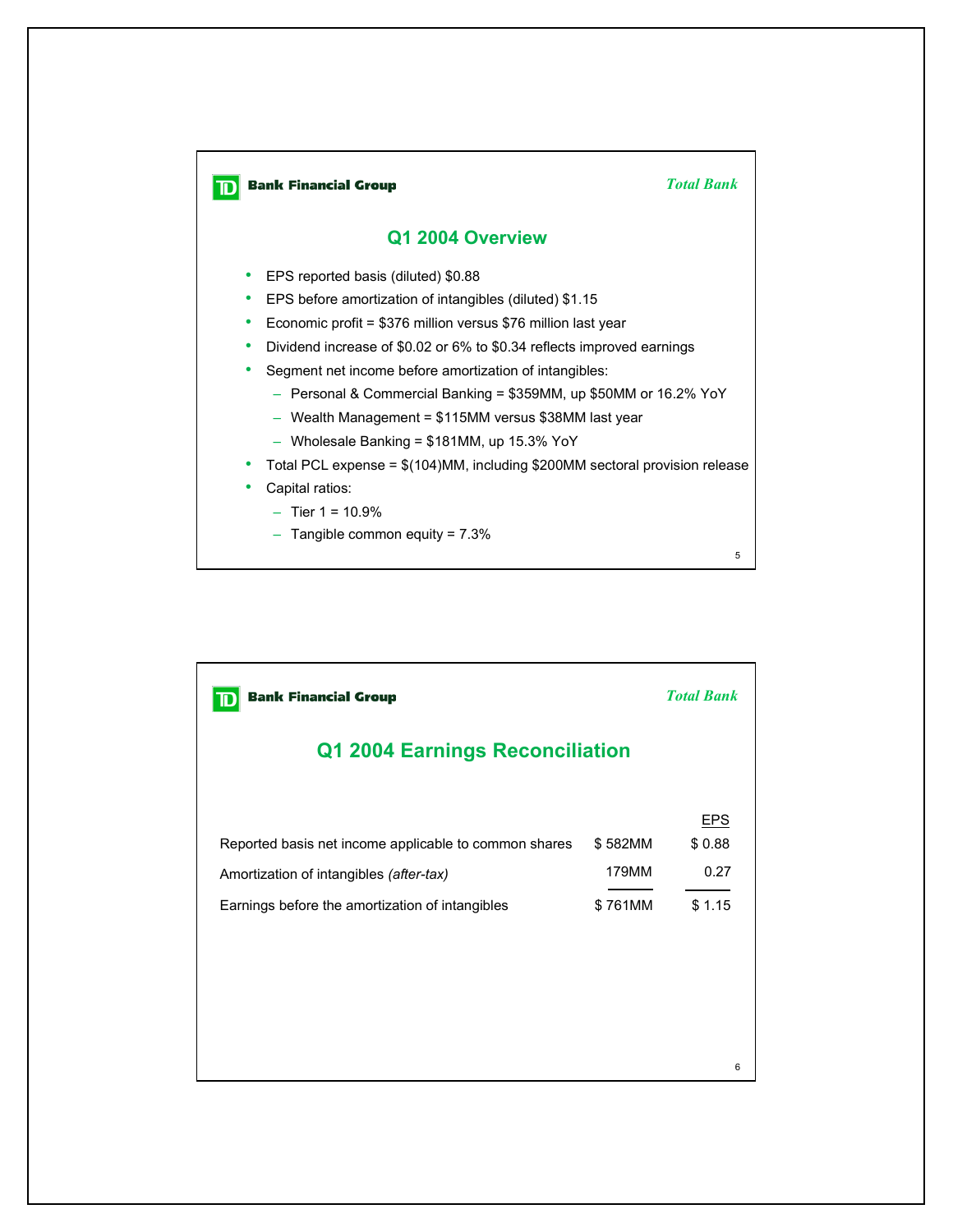TD Bank Financial Group

*Total Bank*

## Q1 2004 Overview

- EPS reported basis (diluted) $0.88
- EPS before amortization of intangibles (diluted) $1.15
- Economic profit = $376 million versus $76 million last year
- Dividend increase of $0.02 or 6% to $0.34 reflects improved earnings
- Segment net income before amortization of intangibles:
  - Personal & Commercial Banking = $359MM, up $50MM or 16.2% YoY
  - Wealth Management = $115MM versus $38MM last year
  - Wholesale Banking = $181MM, up 15.3% YoY
- Total PCL expense = $(104)MM, including $200MM sectoral provision release
- Capital ratios:
  - Tier 1 = 10.9%
  - Tangible common equity = 7.3%

TD Bank Financial Group

*Total Bank*

## Q1 2004 Earnings Reconciliation

| | | EPS |
|---|---|---|
| Reported basis net income applicable to common shares | $ 582MM | $ 0.88 |
| Amortization of intangibles *(after-tax)* | 179MM | 0.27 |
| Earnings before the amortization of intangibles | $ 761MM | $ 1.15 |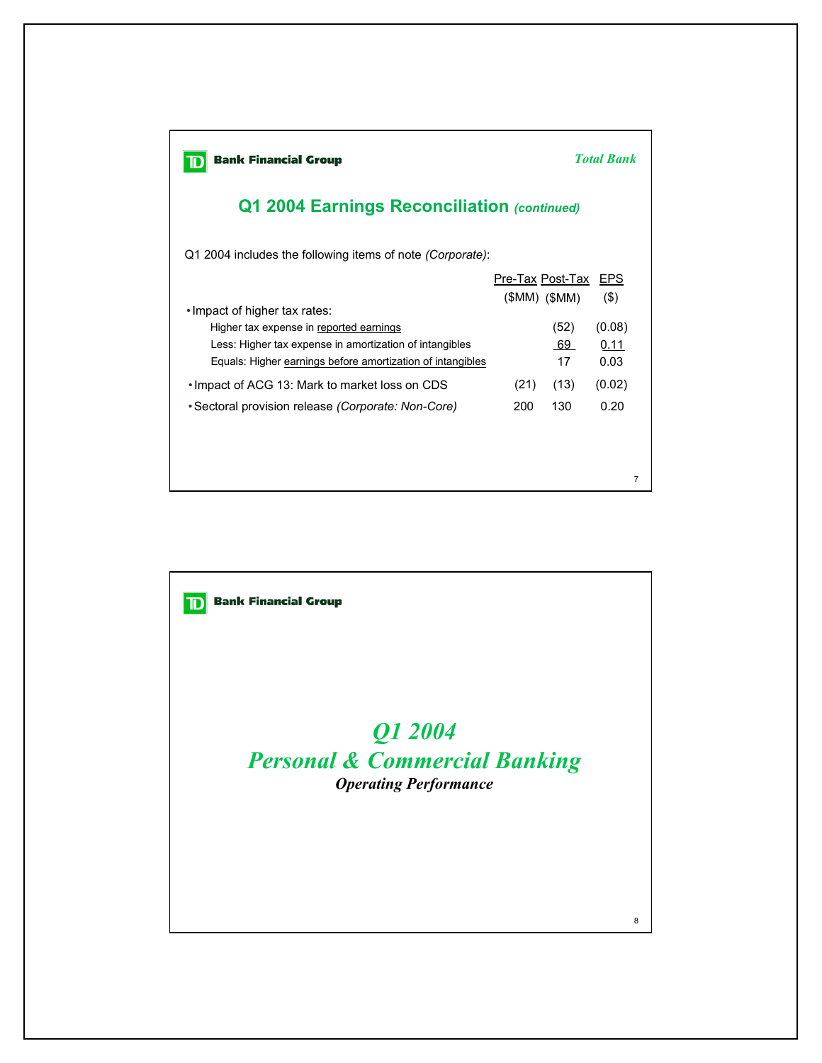**TD Bank Financial Group** *Total Bank*

## Q1 2004 Earnings Reconciliation *(continued)*

Q1 2004 includes the following items of note *(Corporate)*:

| | Pre-Tax ($MM) | Post-Tax ($MM) | EPS ($) |
|---|---|---|---|
| • Impact of higher tax rates: | | | |
| Higher tax expense in reported earnings | | (52) | (0.08) |
| Less: Higher tax expense in amortization of intangibles | | 69 | 0.11 |
| Equals: Higher earnings before amortization of intangibles | | 17 | 0.03 |
| • Impact of ACG 13: Mark to market loss on CDS | (21) | (13) | (0.02) |
| • Sectoral provision release *(Corporate: Non-Core)* | 200 | 130 | 0.20 |

---

**TD Bank Financial Group**

# *Q1 2004*
# *Personal & Commercial Banking*
***Operating Performance***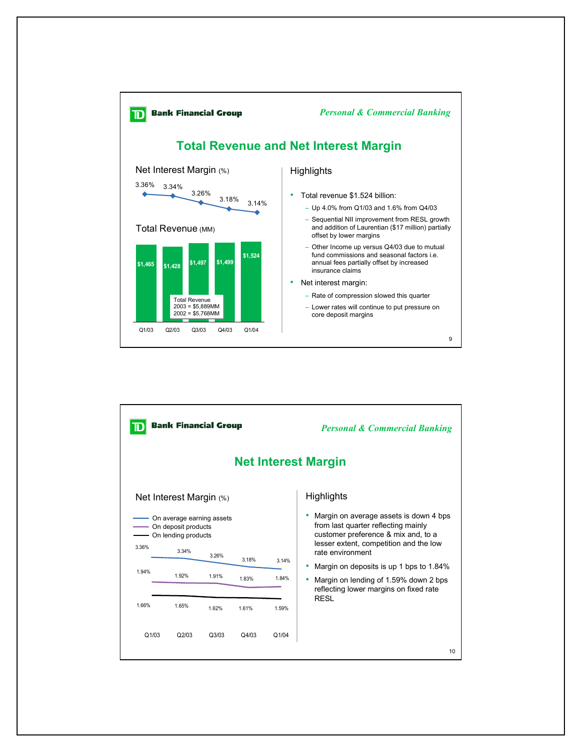**TD Bank Financial Group** — *Personal & Commercial Banking*

## Total Revenue and Net Interest Margin

**Net Interest Margin** (%)

| Q1/03 | Q2/03 | Q3/03 | Q4/03 | Q1/04 |
|---|---|---|---|---|
| 3.36% | 3.34% | 3.26% | 3.18% | 3.14% |

**Total Revenue** (MM)

| Q1/03 | Q2/03 | Q3/03 | Q4/03 | Q1/04 |
|---|---|---|---|---|
| $1,465 | $1,428 | $1,497 | $1,499 | $1,524 |

Total Revenue
2003 = $5,889MM
2002 = $5,768MM

### Highlights

- Total revenue $1.524 billion:
  - Up 4.0% from Q1/03 and 1.6% from Q4/03
  - Sequential NII improvement from RESL growth and addition of Laurentian ($17 million) partially offset by lower margins
  - Other Income up versus Q4/03 due to mutual fund commissions and seasonal factors i.e. annual fees partially offset by increased insurance claims
- Net interest margin:
  - Rate of compression slowed this quarter
  - Lower rates will continue to put pressure on core deposit margins

---

**TD Bank Financial Group** — *Personal & Commercial Banking*

## Net Interest Margin

**Net Interest Margin** (%)

| | Q1/03 | Q2/03 | Q3/03 | Q4/03 | Q1/04 |
|---|---|---|---|---|---|
| On average earning assets | 3.36% | 3.34% | 3.26% | 3.18% | 3.14% |
| On deposit products | 1.94% | 1.92% | 1.91% | 1.83% | 1.84% |
| On lending products | 1.66% | 1.65% | 1.62% | 1.61% | 1.59% |

### Highlights

- Margin on average assets is down 4 bps from last quarter reflecting mainly customer preference & mix and, to a lesser extent, competition and the low rate environment
- Margin on deposits is up 1 bps to 1.84%
- Margin on lending of 1.59% down 2 bps reflecting lower margins on fixed rate RESL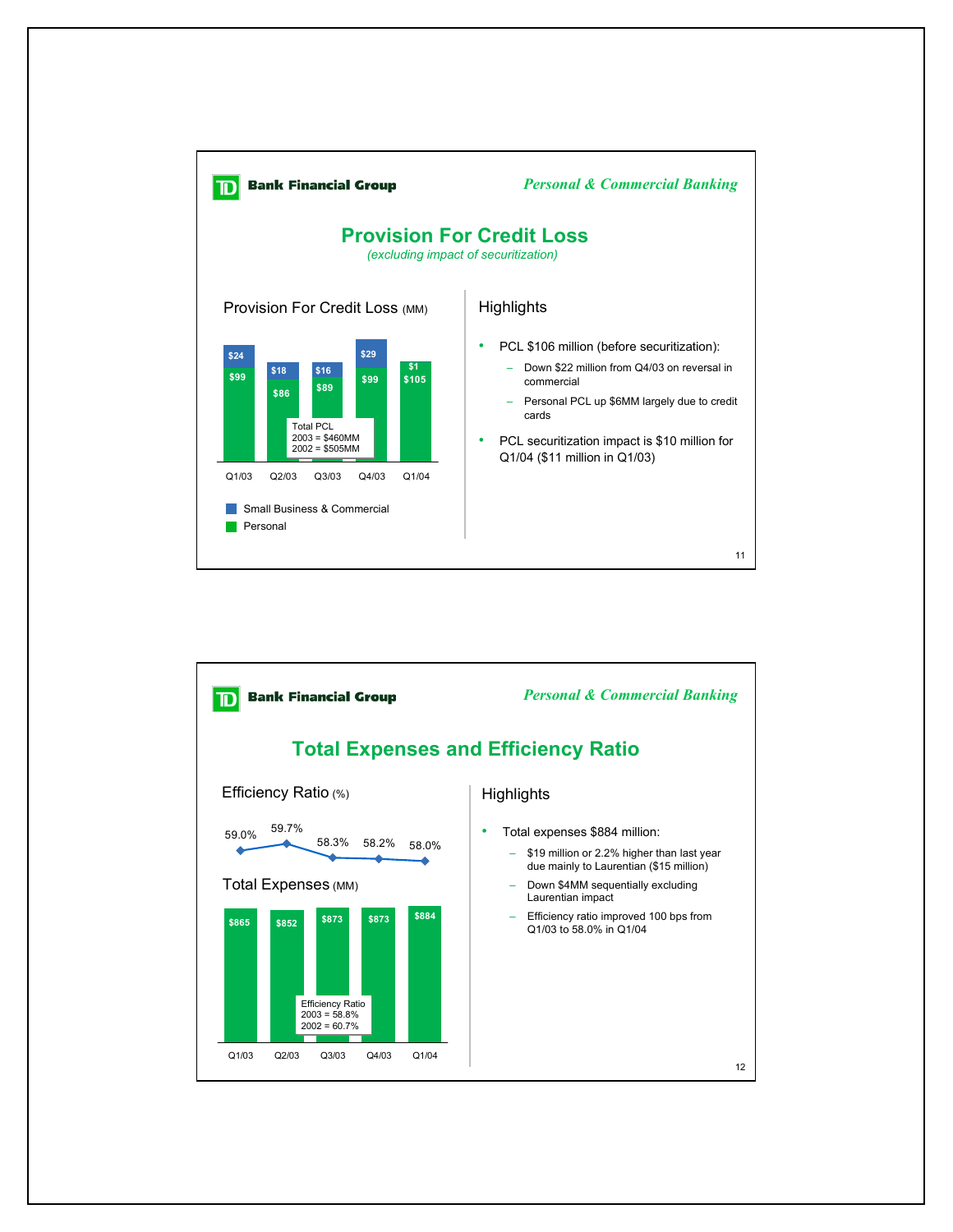## Personal & Commercial Banking

# Provision For Credit Loss

*(excluding impact of securitization)*

### Provision For Credit Loss (MM)

| | Q1/03 | Q2/03 | Q3/03 | Q4/03 | Q1/04 |
|---|---|---|---|---|---|
| Small Business & Commercial | $24 | $18 | $16 | $29 | $1 |
| Personal | $99 | $86 | $89 | $99 | $105 |

Total PCL
2003 = $460MM
2002 = $505MM

### Highlights

- PCL $106 million (before securitization):
  - Down $22 million from Q4/03 on reversal in commercial
  - Personal PCL up $6MM largely due to credit cards
- PCL securitization impact is $10 million for Q1/04 ($11 million in Q1/03)

## Personal & Commercial Banking

# Total Expenses and Efficiency Ratio

### Efficiency Ratio (%) and Total Expenses (MM)

| | Q1/03 | Q2/03 | Q3/03 | Q4/03 | Q1/04 |
|---|---|---|---|---|---|
| Efficiency Ratio | 59.0% | 59.7% | 58.3% | 58.2% | 58.0% |
| Total Expenses | $865 | $852 | $873 | $873 | $884 |

Efficiency Ratio
2003 = 58.8%
2002 = 60.7%

### Highlights

- Total expenses $884 million:
  - $19 million or 2.2% higher than last year due mainly to Laurentian ($15 million)
  - Down $4MM sequentially excluding Laurentian impact
  - Efficiency ratio improved 100 bps from Q1/03 to 58.0% in Q1/04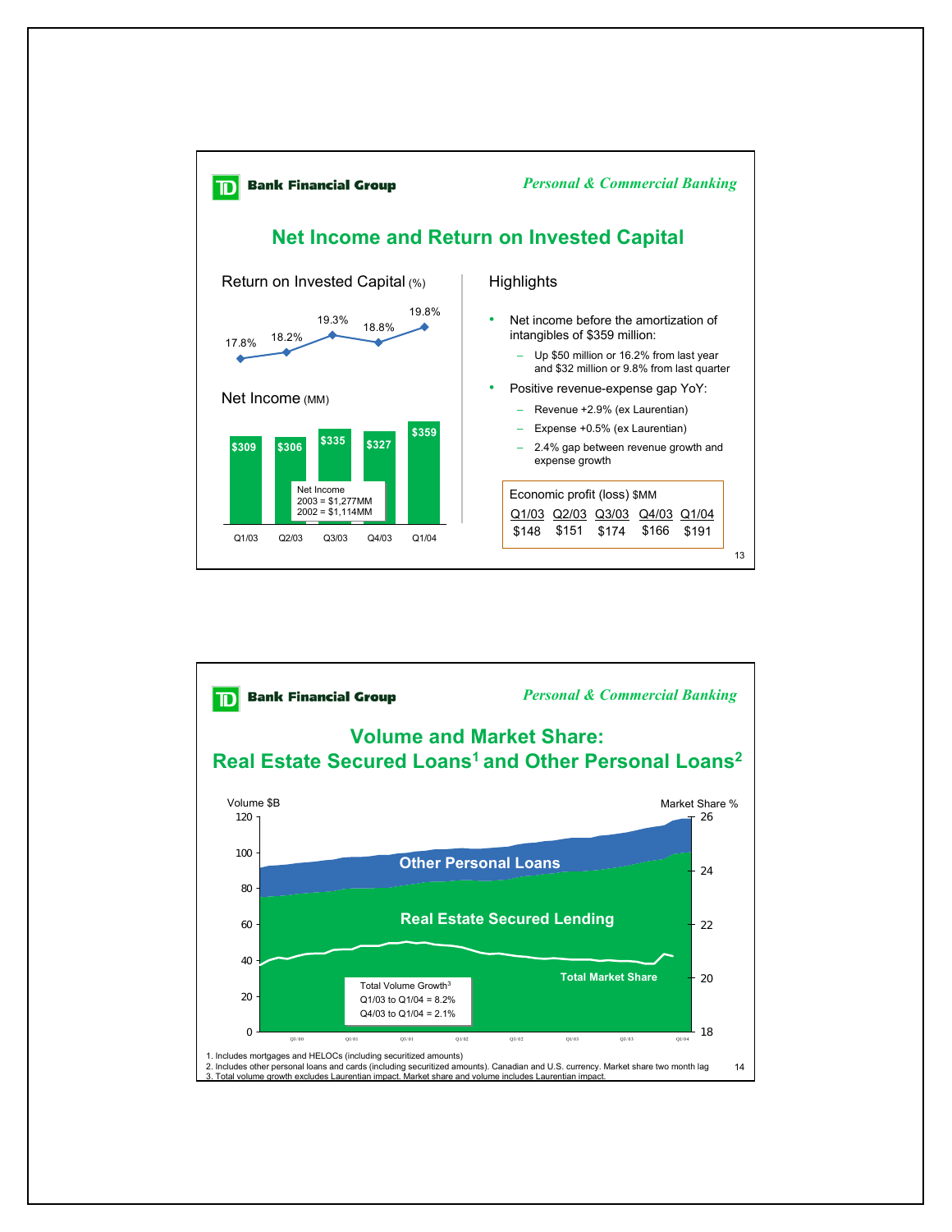**TD Bank Financial Group** *Personal & Commercial Banking*

## Net Income and Return on Invested Capital

Return on Invested Capital (%)

| Q1/03 | Q2/03 | Q3/03 | Q4/03 | Q1/04 |
|---|---|---|---|---|
| 17.8% | 18.2% | 19.3% | 18.8% | 19.8% |

Net Income (MM)

| Q1/03 | Q2/03 | Q3/03 | Q4/03 | Q1/04 |
|---|---|---|---|---|
| $309 | $306 | $335 | $327 | $359 |

Net Income
2003 = $1,277MM
2002 = $1,114MM

Highlights

- Net income before the amortization of intangibles of $359 million:
  - Up $50 million or 16.2% from last year and $32 million or 9.8% from last quarter
- Positive revenue-expense gap YoY:
  - Revenue +2.9% (ex Laurentian)
  - Expense +0.5% (ex Laurentian)
  - 2.4% gap between revenue growth and expense growth

Economic profit (loss) $MM

| Q1/03 | Q2/03 | Q3/03 | Q4/03 | Q1/04 |
|---|---|---|---|---|
| $148 | $151 | $174 | $166 | $191 |

---

**TD Bank Financial Group** *Personal & Commercial Banking*

## Volume and Market Share: Real Estate Secured Loans[1] and Other Personal Loans[2]

Volume $B / Market Share %

Other Personal Loans

Real Estate Secured Lending

Total Market Share

Total Volume Growth[3]
Q1/03 to Q1/04 = 8.2%
Q4/03 to Q1/04 = 2.1%

1. Includes mortgages and HELOCs (including securitized amounts)
2. Includes other personal loans and cards (including securitized amounts). Canadian and U.S. currency. Market share two month lag
3. Total volume growth excludes Laurentian impact. Market share and volume includes Laurentian impact.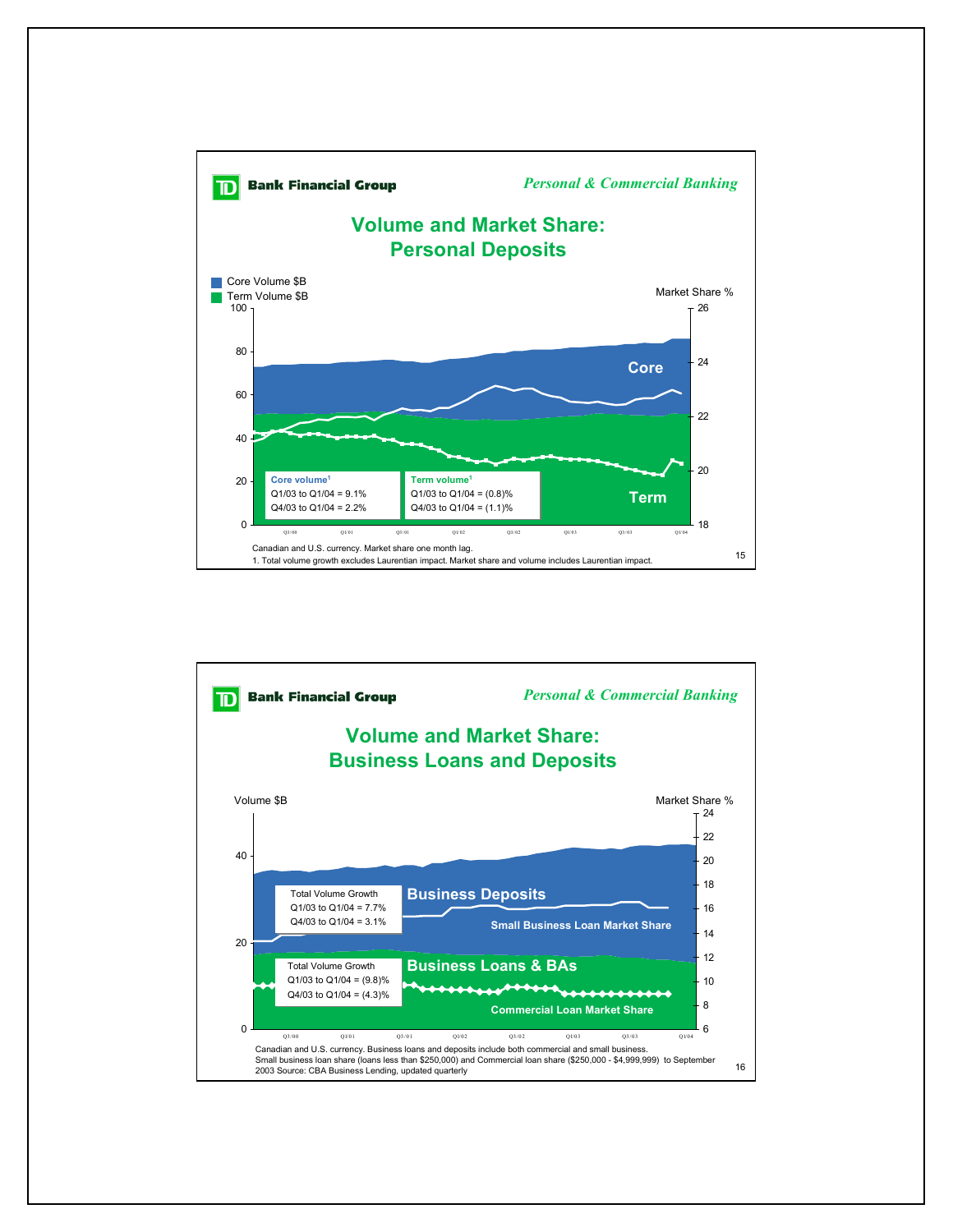**Bank Financial Group** *Personal & Commercial Banking*

## Volume and Market Share: Personal Deposits

Core Volume $B
Term Volume $B

Market Share %

Core

Term

**Core volume**[1]
Q1/03 to Q1/04 = 9.1%
Q4/03 to Q1/04 = 2.2%

**Term volume**[1]
Q1/03 to Q1/04 = (0.8)%
Q4/03 to Q1/04 = (1.1)%

Q3/00 Q1/01 Q3/01 Q1/02 Q3/02 Q1/03 Q3/03 Q1/04

Canadian and U.S. currency. Market share one month lag.
1. Total volume growth excludes Laurentian impact. Market share and volume includes Laurentian impact.

---

**Bank Financial Group** *Personal & Commercial Banking*

## Volume and Market Share: Business Loans and Deposits

Volume $B

Market Share %

**Business Deposits**

Total Volume Growth
Q1/03 to Q1/04 = 7.7%
Q4/03 to Q1/04 = 3.1%

Small Business Loan Market Share

**Business Loans & BAs**

Total Volume Growth
Q1/03 to Q1/04 = (9.8)%
Q4/03 to Q1/04 = (4.3)%

Commercial Loan Market Share

Q3/00 Q1/01 Q3/01 Q1/02 Q3/02 Q1/03 Q3/03 Q1/04

Canadian and U.S. currency. Business loans and deposits include both commercial and small business.
Small business loan share (loans less than $250,000) and Commercial loan share ($250,000 - $4,999,999) to September 2003 Source: CBA Business Lending, updated quarterly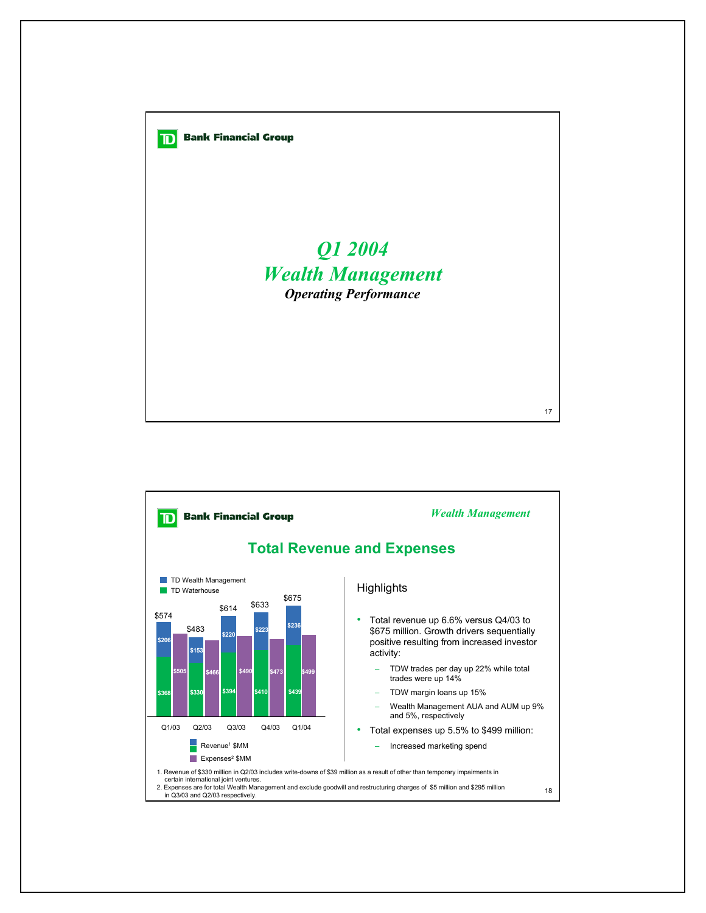TD Bank Financial Group

# *Q1 2004*
# *Wealth Management*
### *Operating Performance*

---

TD Bank Financial Group

*Wealth Management*

## Total Revenue and Expenses

| | Q1/03 | Q2/03 | Q3/03 | Q4/03 | Q1/04 |
|---|---|---|---|---|---|
| TD Wealth Management | $206 | $153 | $220 | $223 | $236 |
| TD Waterhouse | $368 | $330 | $394 | $410 | $439 |
| Revenue[1] $MM (total) | $574 | $483 | $614 | $633 | $675 |
| Expenses[2] $MM | $505 | $466 | $490 | $473 | $499 |

### Highlights

- Total revenue up 6.6% versus Q4/03 to $675 million. Growth drivers sequentially positive resulting from increased investor activity:
  - TDW trades per day up 22% while total trades were up 14%
  - TDW margin loans up 15%
  - Wealth Management AUA and AUM up 9% and 5%, respectively
- Total expenses up 5.5% to $499 million:
  - Increased marketing spend

1. Revenue of $330 million in Q2/03 includes write-downs of $39 million as a result of other than temporary impairments in certain international joint ventures.
2. Expenses are for total Wealth Management and exclude goodwill and restructuring charges of $5 million and $295 million in Q3/03 and Q2/03 respectively.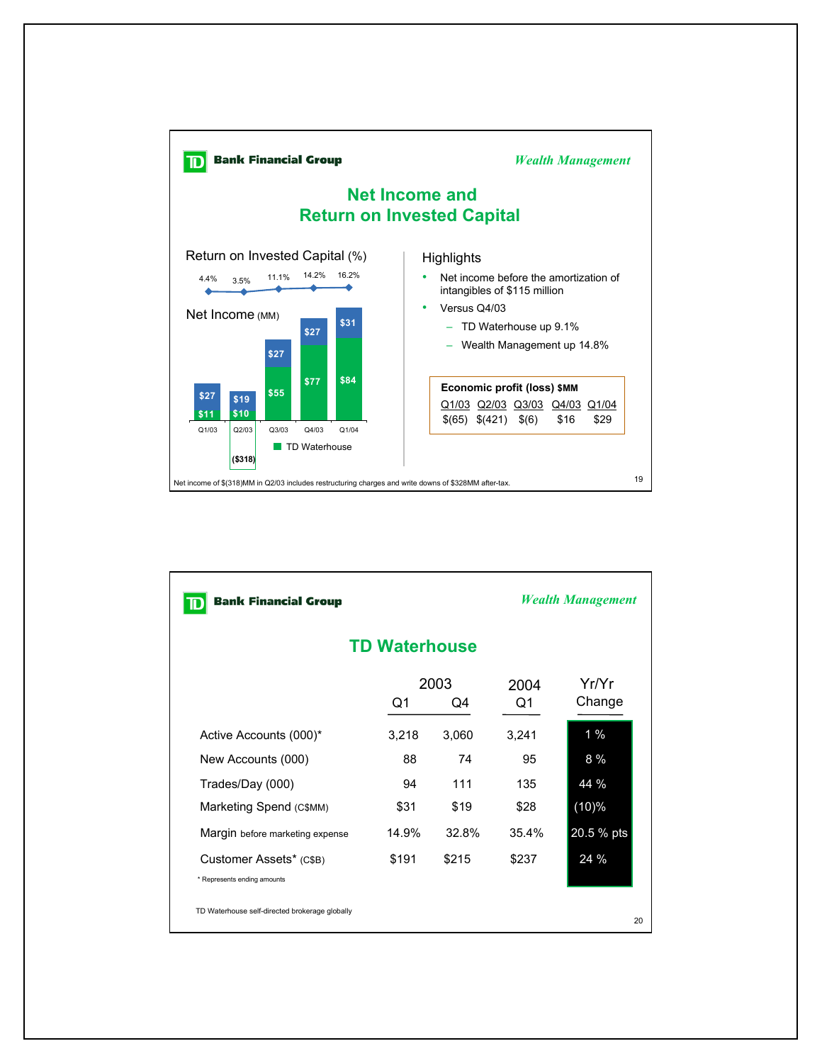**Bank Financial Group** *Wealth Management*

## Net Income and Return on Invested Capital

Return on Invested Capital (%)

| | Q1/03 | Q2/03 | Q3/03 | Q4/03 | Q1/04 |
|---|---|---|---|---|---|
| Return on Invested Capital (%) | 4.4% | 3.5% | 11.1% | 14.2% | 16.2% |

Net Income (MM)

| | Q1/03 | Q2/03 | Q3/03 | Q4/03 | Q1/04 |
|---|---|---|---|---|---|
| TD Waterhouse | $11 | $10 | $55 | $77 | $84 |
| Other | $27 | $19 | $27 | $27 | $31 |
| Total | | ($318) | | | |

Highlights

- Net income before the amortization of intangibles of $115 million
- Versus Q4/03
  - TD Waterhouse up 9.1%
  - Wealth Management up 14.8%

**Economic profit (loss) $MM**

| Q1/03 | Q2/03 | Q3/03 | Q4/03 | Q1/04 |
|---|---|---|---|---|
| $(65) | $(421) | $(6) | $16 | $29 |

Net income of $(318)MM in Q2/03 includes restructuring charges and write downs of $328MM after-tax.

---

**Bank Financial Group** *Wealth Management*

## TD Waterhouse

| | 2003 Q1 | 2003 Q4 | 2004 Q1 | Yr/Yr Change |
|---|---|---|---|---|
| Active Accounts (000)* | 3,218 | 3,060 | 3,241 | 1 % |
| New Accounts (000) | 88 | 74 | 95 | 8 % |
| Trades/Day (000) | 94 | 111 | 135 | 44 % |
| Marketing Spend (C$MM) | $31 | $19 | $28 | (10)% |
| Margin before marketing expense | 14.9% | 32.8% | 35.4% | 20.5 % pts |
| Customer Assets* (C$B) | $191 | $215 | $237 | 24 % |

* Represents ending amounts

TD Waterhouse self-directed brokerage globally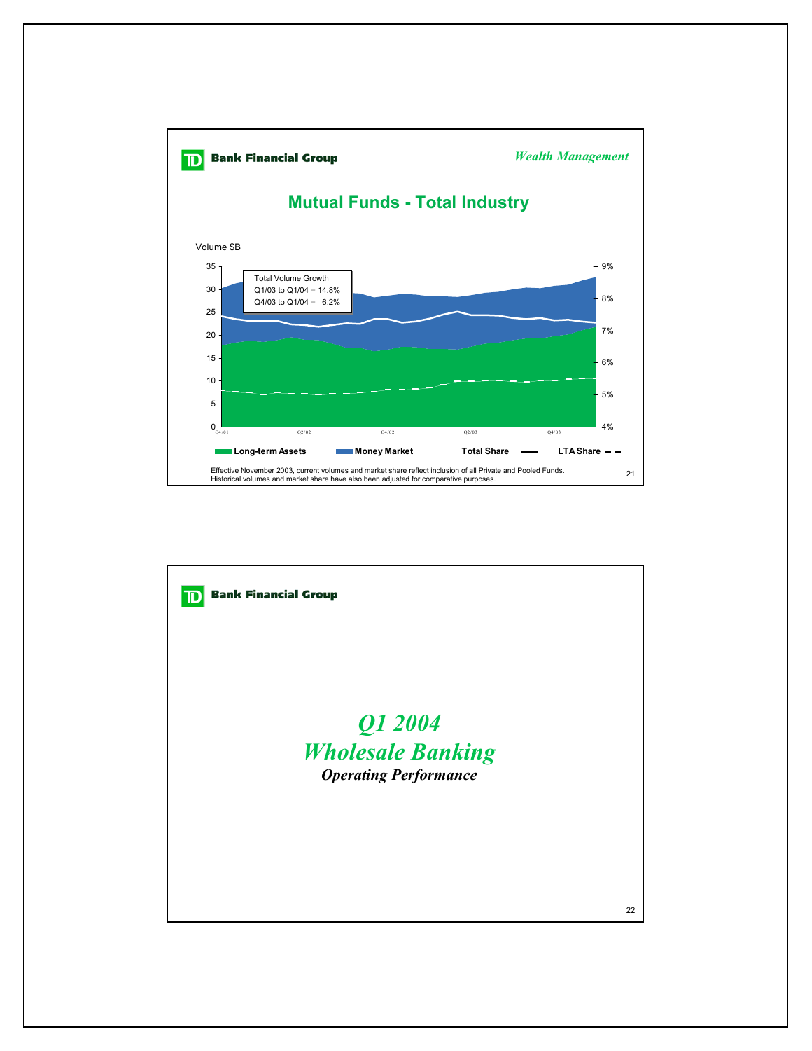## Mutual Funds - Total Industry

*Wealth Management*

Volume $B

Total Volume Growth
Q1/03 to Q1/04 = 14.8%
Q4/03 to Q1/04 = 6.2%

Long-term Assets | Money Market | Total Share | LTA Share

Effective November 2003, current volumes and market share reflect inclusion of all Private and Pooled Funds. Historical volumes and market share have also been adjusted for comparative purposes.

# *Q1 2004*
# *Wholesale Banking*
### *Operating Performance*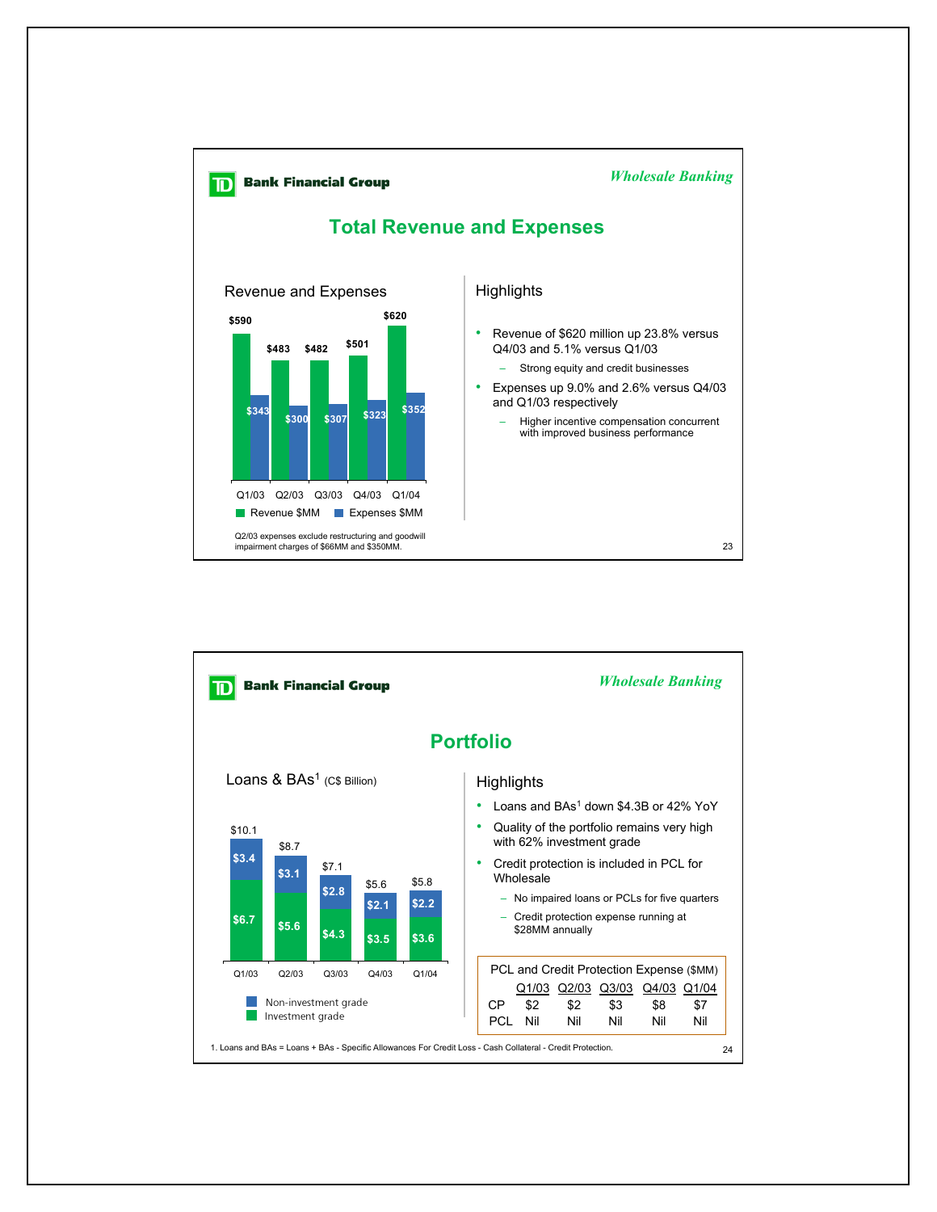*Wholesale Banking*

## Total Revenue and Expenses

### Revenue and Expenses

| | Q1/03 | Q2/03 | Q3/03 | Q4/03 | Q1/04 |
|---|---|---|---|---|---|
| Revenue $MM | $590 | $483 | $482 | $501 | $620 |
| Expenses $MM | $343 | $300 | $307 | $323 | $352 |

Q2/03 expenses exclude restructuring and goodwill impairment charges of $66MM and $350MM.

### Highlights

- Revenue of $620 million up 23.8% versus Q4/03 and 5.1% versus Q1/03
  - Strong equity and credit businesses
- Expenses up 9.0% and 2.6% versus Q4/03 and Q1/03 respectively
  - Higher incentive compensation concurrent with improved business performance

---

*Wholesale Banking*

## Portfolio

### Loans & BAs[1] (C$ Billion)

| | Q1/03 | Q2/03 | Q3/03 | Q4/03 | Q1/04 |
|---|---|---|---|---|---|
| Non-investment grade | $3.4 | $3.1 | $2.8 | $2.1 | $2.2 |
| Investment grade | $6.7 | $5.6 | $4.3 | $3.5 | $3.6 |
| Total | $10.1 | $8.7 | $7.1 | $5.6 | $5.8 |

### Highlights

- Loans and BAs[1] down $4.3B or 42% YoY
- Quality of the portfolio remains very high with 62% investment grade
- Credit protection is included in PCL for Wholesale
  - No impaired loans or PCLs for five quarters
  - Credit protection expense running at $28MM annually

PCL and Credit Protection Expense ($MM)

| | Q1/03 | Q2/03 | Q3/03 | Q4/03 | Q1/04 |
|---|---|---|---|---|---|
| CP | $2 | $2 | $3 | $8 | $7 |
| PCL | Nil | Nil | Nil | Nil | Nil |

1. Loans and BAs = Loans + BAs - Specific Allowances For Credit Loss - Cash Collateral - Credit Protection.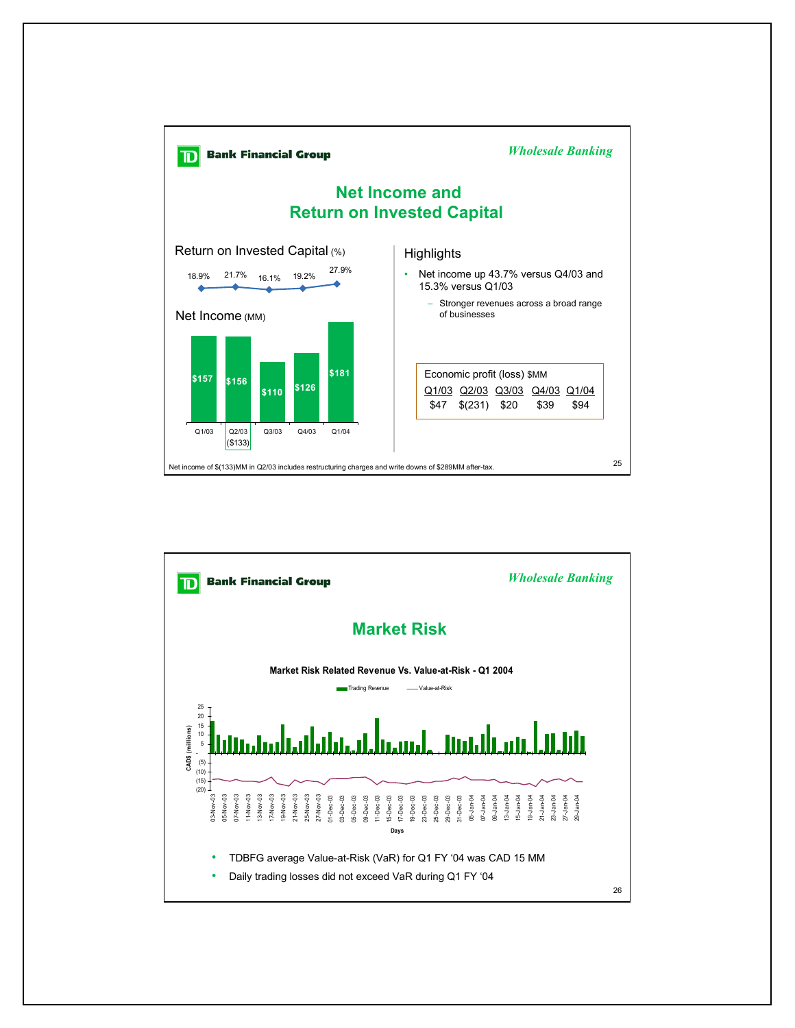## Wholesale Banking

# Net Income and Return on Invested Capital

### Return on Invested Capital (%)

| Q1/03 | Q2/03 | Q3/03 | Q4/03 | Q1/04 |
|---|---|---|---|---|
| 18.9% | 21.7% | 16.1% | 19.2% | 27.9% |

### Net Income (MM)

| Q1/03 | Q2/03 | Q3/03 | Q4/03 | Q1/04 |
|---|---|---|---|---|
| $157 | $156 ($133) | $110 | $126 | $181 |

### Highlights

- Net income up 43.7% versus Q4/03 and 15.3% versus Q1/03
  - Stronger revenues across a broad range of businesses

Economic profit (loss) $MM

| Q1/03 | Q2/03 | Q3/03 | Q4/03 | Q1/04 |
|---|---|---|---|---|
| $47 | $(231) | $20 | $39 | $94 |

Net income of $(133)MM in Q2/03 includes restructuring charges and write downs of $289MM after-tax.

## Wholesale Banking

# Market Risk

**Market Risk Related Revenue Vs. Value-at-Risk - Q1 2004**

- TDBFG average Value-at-Risk (VaR) for Q1 FY '04 was CAD 15 MM
- Daily trading losses did not exceed VaR during Q1 FY '04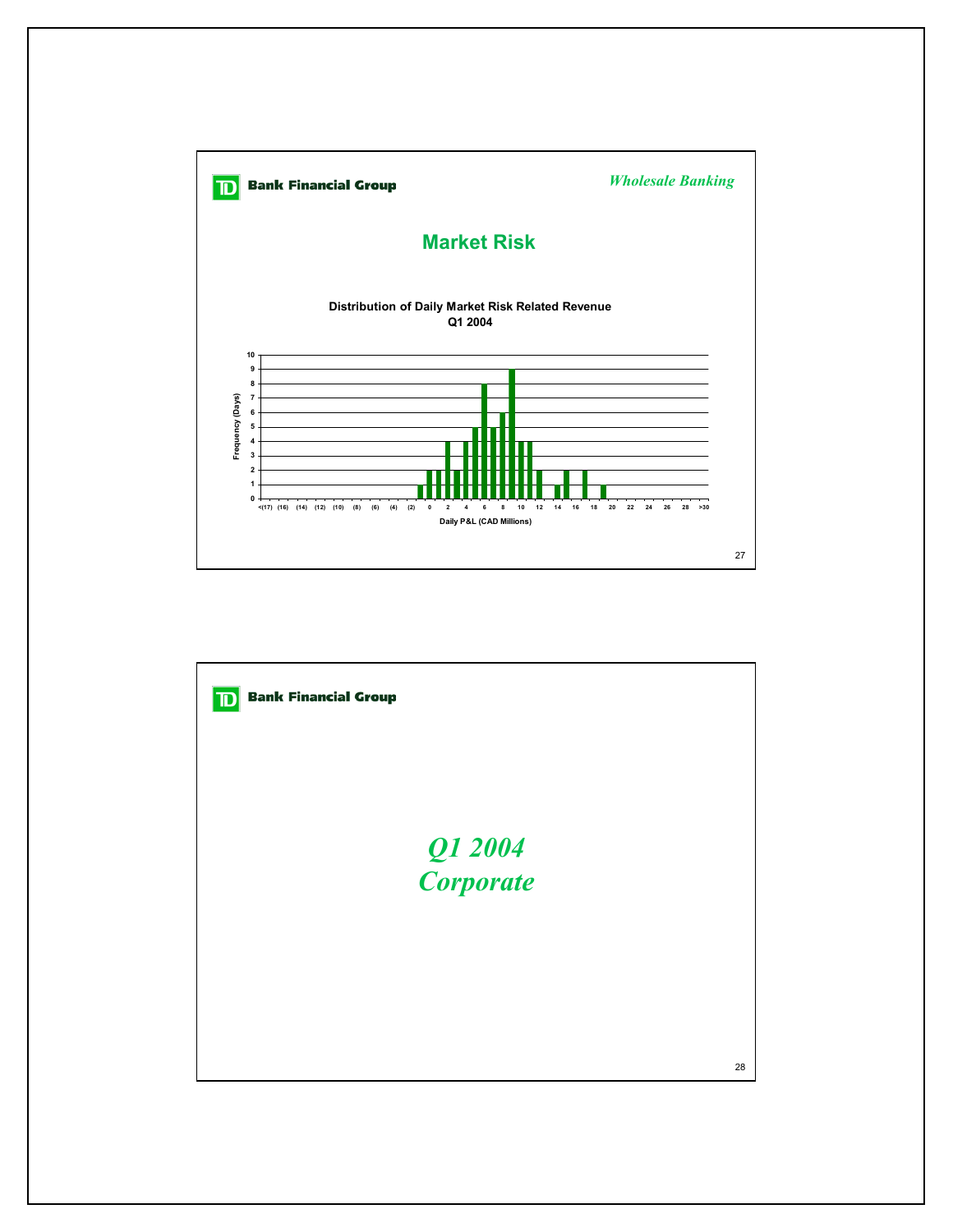*Wholesale Banking*

## Market Risk

**Distribution of Daily Market Risk Related Revenue**
**Q1 2004**

| Daily P&L (CAD Millions) | Frequency (Days) |
|---|---|
| (1) | 1 |
| 0 | 2 |
| 1 | 2 |
| 2 | 4 |
| 3 | 2 |
| 4 | 4 |
| 5 | 5 |
| 6 | 8 |
| 7 | 5 |
| 8 | 6 |
| 9 | 9 |
| 10 | 4 |
| 11 | 4 |
| 12 | 2 |
| 14 | 1 |
| 15 | 2 |
| 17 | 2 |
| 19 | 1 |

# *Q1 2004 Corporate*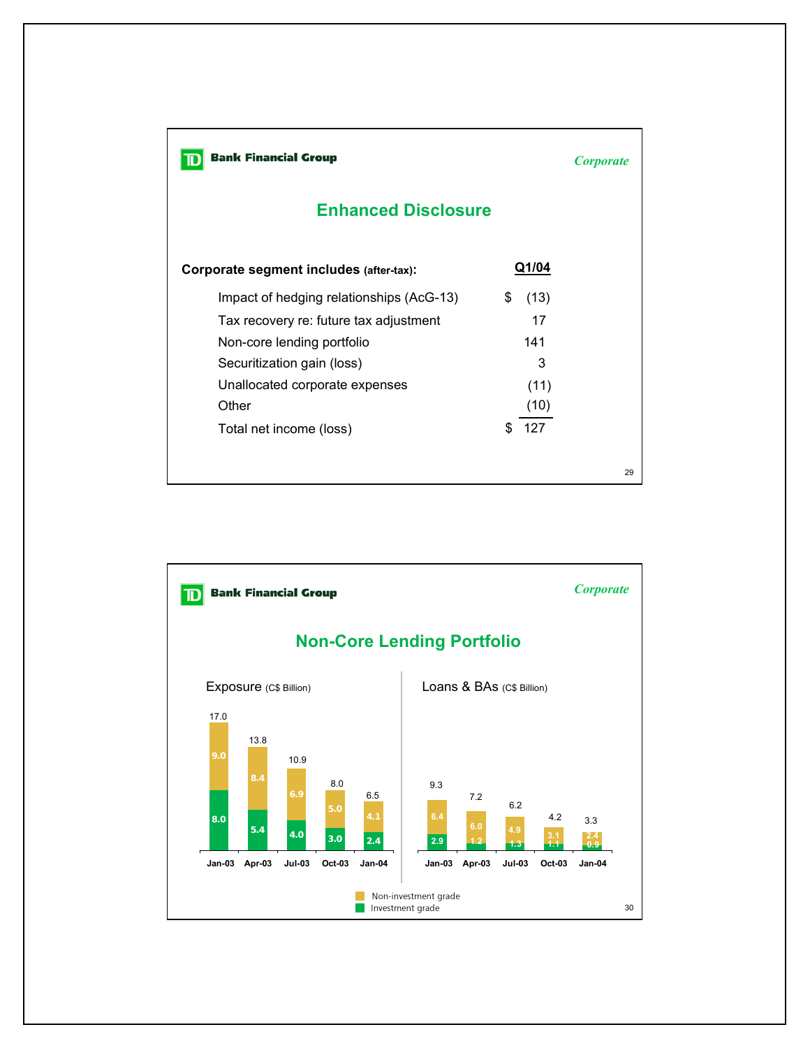TD Bank Financial Group

*Corporate*

## Enhanced Disclosure

| **Corporate segment includes (after-tax):** | **Q1/04** |
|---|---|
| Impact of hedging relationships (AcG-13) | $ (13) |
| Tax recovery re: future tax adjustment | 17 |
| Non-core lending portfolio | 141 |
| Securitization gain (loss) | 3 |
| Unallocated corporate expenses | (11) |
| Other | (10) |
| Total net income (loss) | $ 127 |

TD Bank Financial Group

*Corporate*

## Non-Core Lending Portfolio

Exposure (C$ Billion)

| | Jan-03 | Apr-03 | Jul-03 | Oct-03 | Jan-04 |
|---|---|---|---|---|---|
| Non-investment grade | 9.0 | 8.4 | 6.9 | 5.0 | 4.1 |
| Investment grade | 8.0 | 5.4 | 4.0 | 3.0 | 2.4 |
| Total | 17.0 | 13.8 | 10.9 | 8.0 | 6.5 |

Loans & BAs (C$ Billion)

| | Jan-03 | Apr-03 | Jul-03 | Oct-03 | Jan-04 |
|---|---|---|---|---|---|
| Non-investment grade | 6.4 | 6.0 | 4.9 | 3.1 | 2.4 |
| Investment grade | 2.9 | 1.2 | 1.3 | 1.1 | 0.9 |
| Total | 9.3 | 7.2 | 6.2 | 4.2 | 3.3 |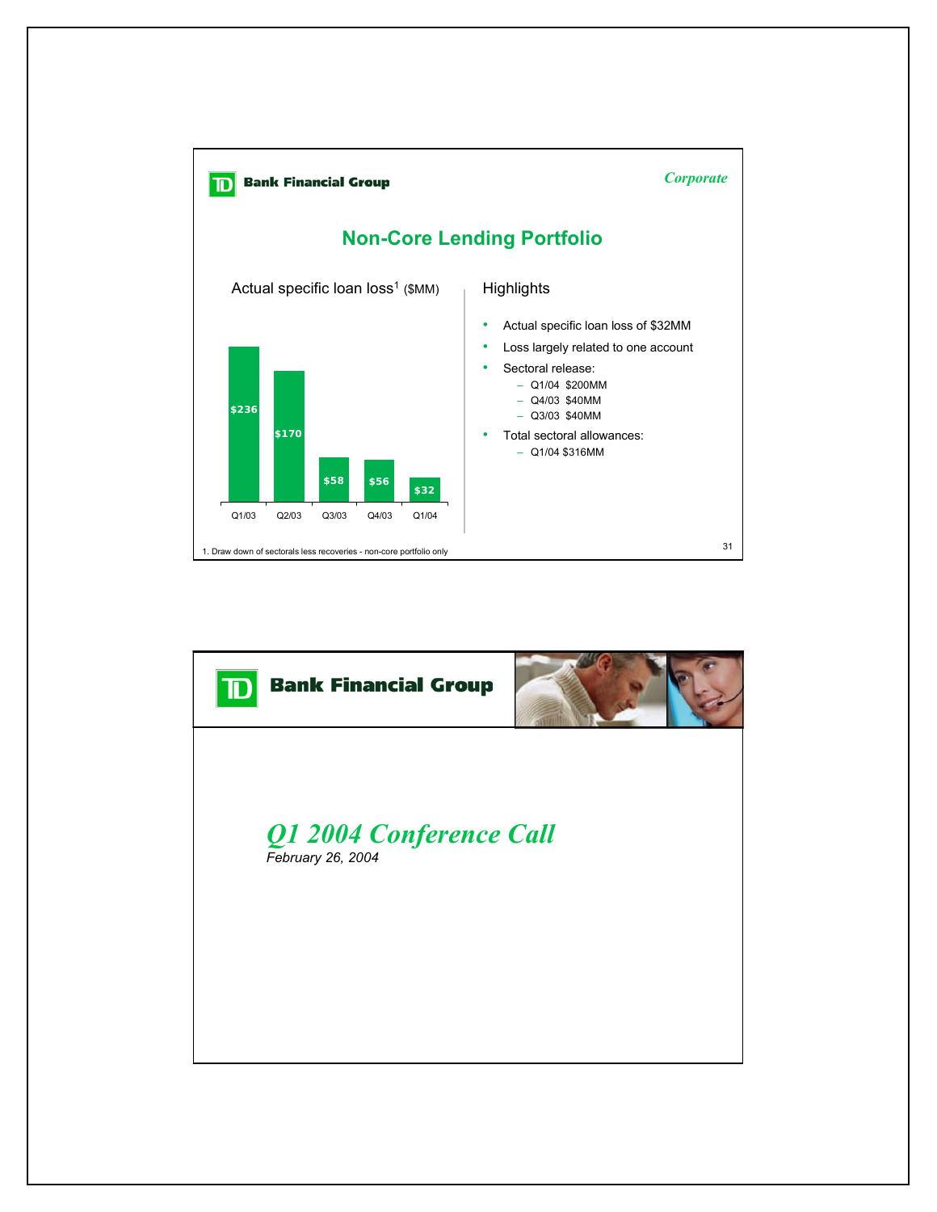Corporate

# Non-Core Lending Portfolio

Actual specific loan loss[1] ($MM)

$236
$170
$58
$56
$32

Q1/03 Q2/03 Q3/03 Q4/03 Q1/04

## Highlights

- Actual specific loan loss of $32MM
- Loss largely related to one account
- Sectoral release:
  - Q1/04 $200MM
  - Q4/03 $40MM
  - Q3/03 $40MM
- Total sectoral allowances:
  - Q1/04 $316MM

1. Draw down of sectorals less recoveries - non-core portfolio only

---

Bank Financial Group

# *Q1 2004 Conference Call*

*February 26, 2004*